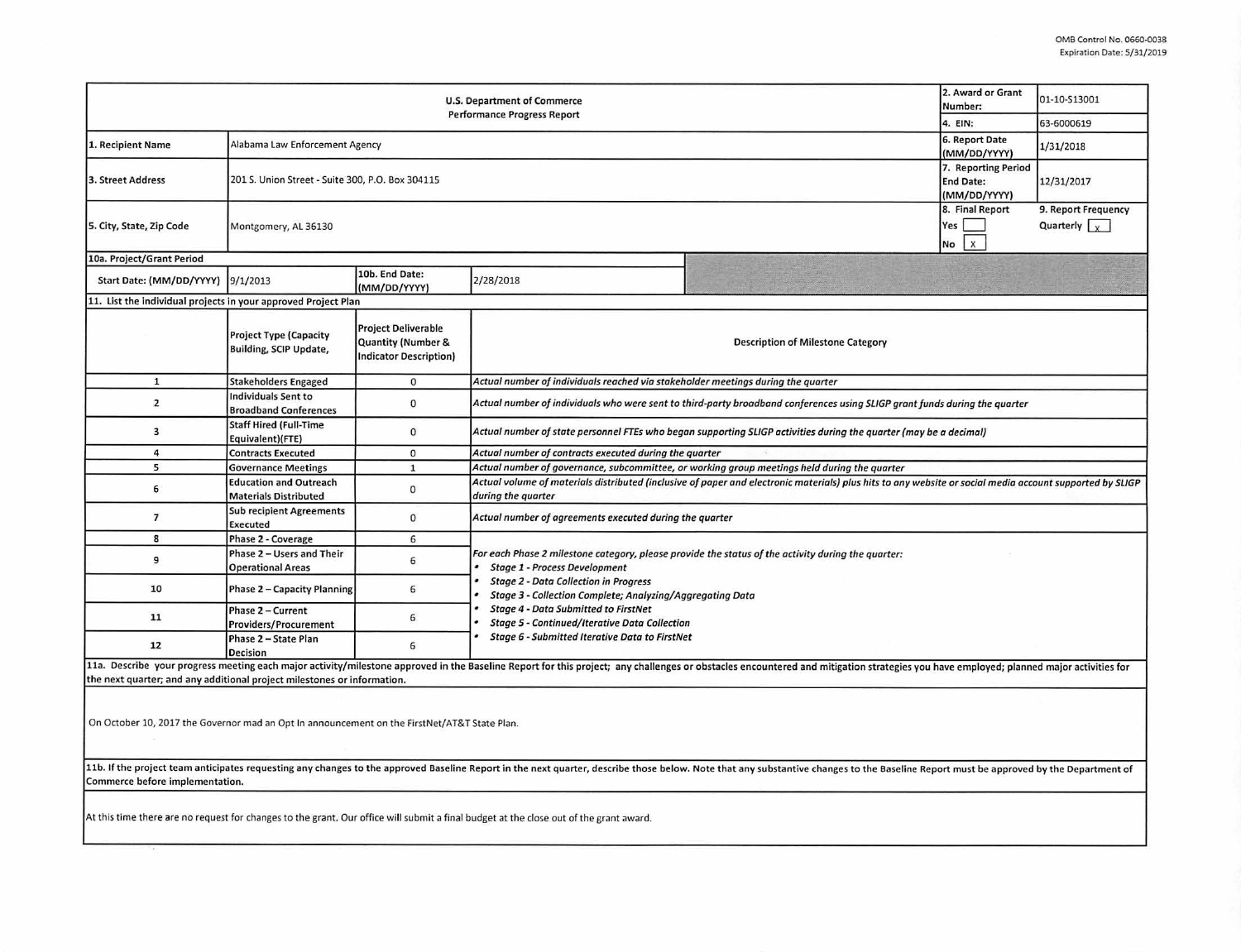OMB Control No. 0660-0038
Expiration Date: 5/31/2019

| U.S. Department of Commerce<br>Performance Progress Report | | | | 2. Award or Grant Number: | 01-10-S13001 |
|---|---|---|---|---|---|
| | | | | 4. EIN: | 63-6000619 |
| 1. Recipient Name | Alabama Law Enforcement Agency | | | 6. Report Date (MM/DD/YYYY) | 1/31/2018 |
| 3. Street Address | 201 S. Union Street - Suite 300, P.O. Box 304115 | | | 7. Reporting Period End Date: (MM/DD/YYYY) | 12/31/2017 |
| 5. City, State, Zip Code | Montgomery, AL 36130 | | | 8. Final Report<br>Yes [ ]<br>No [X] | 9. Report Frequency<br>Quarterly [X] |
| 10a. Project/Grant Period | | | | | |
| Start Date: (MM/DD/YYYY) | 9/1/2013 | 10b. End Date: (MM/DD/YYYY) | 2/28/2018 | | |

11. List the individual projects in your approved Project Plan

| | Project Type (Capacity Building, SCIP Update, | Project Deliverable Quantity (Number & Indicator Description) | Description of Milestone Category |
|---|---|---|---|
| 1 | Stakeholders Engaged | 0 | *Actual number of individuals reached via stakeholder meetings during the quarter* |
| 2 | Individuals Sent to Broadband Conferences | 0 | *Actual number of individuals who were sent to third-party broadband conferences using SLIGP grant funds during the quarter* |
| 3 | Staff Hired (Full-Time Equivalent)(FTE) | 0 | *Actual number of state personnel FTEs who began supporting SLIGP activities during the quarter (may be a decimal)* |
| 4 | Contracts Executed | 0 | *Actual number of contracts executed during the quarter* |
| 5 | Governance Meetings | 1 | *Actual number of governance, subcommittee, or working group meetings held during the quarter* |
| 6 | Education and Outreach Materials Distributed | 0 | *Actual volume of materials distributed (inclusive of paper and electronic materials) plus hits to any website or social media account supported by SLIGP during the quarter* |
| 7 | Sub recipient Agreements Executed | 0 | *Actual number of agreements executed during the quarter* |
| 8 | Phase 2 - Coverage | 6 | *For each Phase 2 milestone category, please provide the status of the activity during the quarter:*<br>• *Stage 1 - Process Development*<br>• *Stage 2 - Data Collection in Progress*<br>• *Stage 3 - Collection Complete; Analyzing/Aggregating Data*<br>• *Stage 4 - Data Submitted to FirstNet*<br>• *Stage 5 - Continued/Iterative Data Collection*<br>• *Stage 6 - Submitted Iterative Data to FirstNet* |
| 9 | Phase 2 – Users and Their Operational Areas | 6 | |
| 10 | Phase 2 – Capacity Planning | 6 | |
| 11 | Phase 2 – Current Providers/Procurement | 6 | |
| 12 | Phase 2 – State Plan Decision | 6 | |

**11a. Describe your progress meeting each major activity/milestone approved in the Baseline Report for this project; any challenges or obstacles encountered and mitigation strategies you have employed; planned major activities for the next quarter; and any additional project milestones or information.**

On October 10, 2017 the Governor mad an Opt In announcement on the FirstNet/AT&T State Plan.

**11b. If the project team anticipates requesting any changes to the approved Baseline Report in the next quarter, describe those below. Note that any substantive changes to the Baseline Report must be approved by the Department of Commerce before implementation.**

At this time there are no request for changes to the grant. Our office will submit a final budget at the close out of the grant award.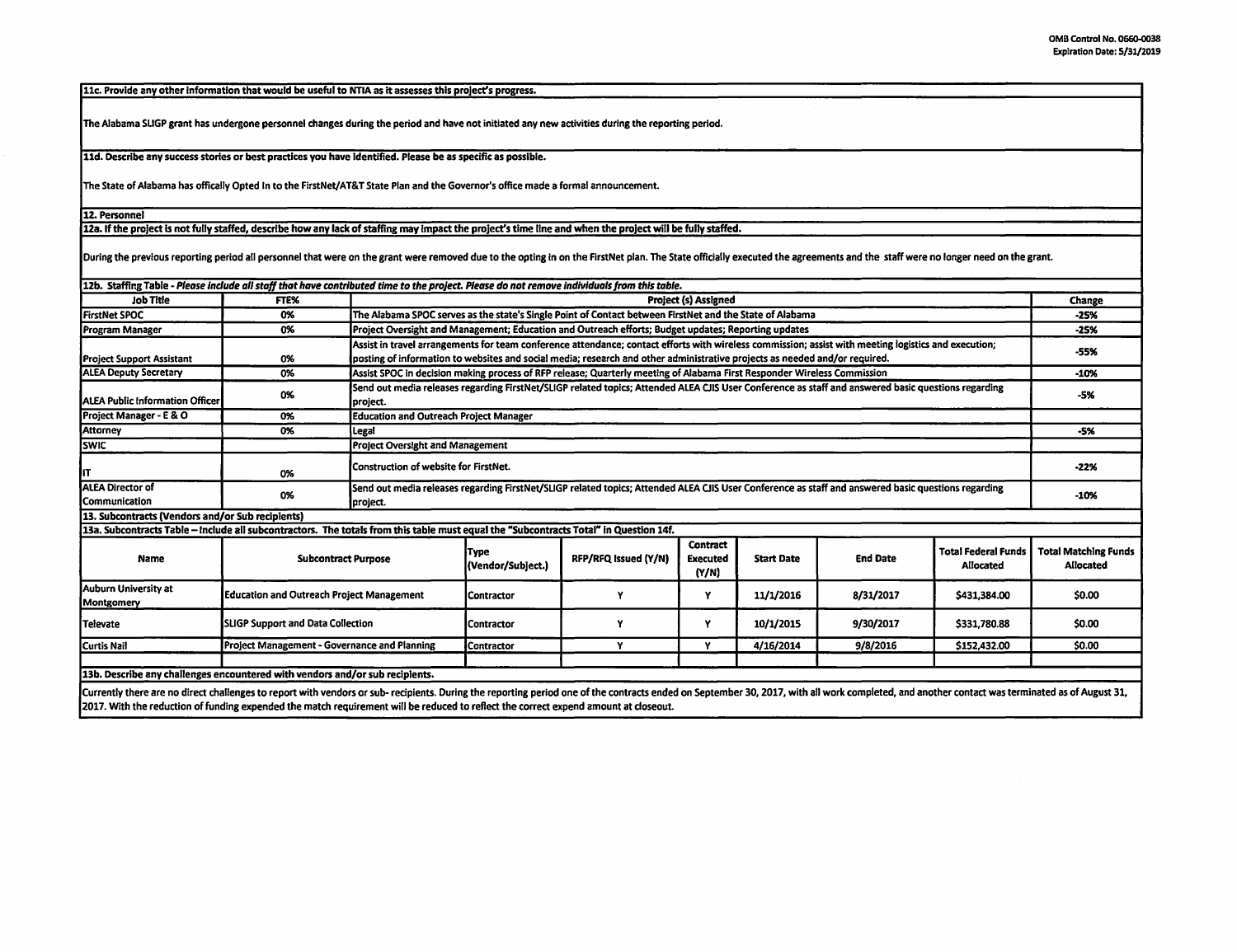OMB Control No. 0660-0038
Expiration Date: 5/31/2019

**11c. Provide any other information that would be useful to NTIA as it assesses this project's progress.**

The Alabama SLIGP grant has undergone personnel changes during the period and have not initiated any new activities during the reporting period.

**11d. Describe any success stories or best practices you have identified. Please be as specific as possible.**

The State of Alabama has offically Opted In to the FirstNet/AT&T State Plan and the Governor's office made a formal announcement.

**12. Personnel**

**12a. If the project is not fully staffed, describe how any lack of staffing may impact the project's time line and when the project will be fully staffed.**

During the previous reporting period all personnel that were on the grant were removed due to the opting in on the FirstNet plan. The State officially executed the agreements and the staff were no longer need on the grant.

**12b. Staffing Table - *Please include all staff that have contributed time to the project. Please do not remove individuals from this table.***

| Job Title | FTE% | Project (s) Assigned | Change |
|---|---|---|---|
| FirstNet SPOC | 0% | The Alabama SPOC serves as the state's Single Point of Contact between FirstNet and the State of Alabama | -25% |
| Program Manager | 0% | Project Oversight and Management; Education and Outreach efforts; Budget updates; Reporting updates | -25% |
| Project Support Assistant | 0% | Assist in travel arrangements for team conference attendance; contact efforts with wireless commission; assist with meeting logistics and execution; posting of information to websites and social media; research and other administrative projects as needed and/or required. | -55% |
| ALEA Deputy Secretary | 0% | Assist SPOC in decision making process of RFP release; Quarterly meeting of Alabama First Responder Wireless Commission | -10% |
| ALEA Public Information Officer | 0% | Send out media releases regarding FirstNet/SLIGP related topics; Attended ALEA CJIS User Conference as staff and answered basic questions regarding project. | -5% |
| Project Manager - E & O | 0% | Education and Outreach Project Manager | |
| Attorney | 0% | Legal | -5% |
| SWIC | | Project Oversight and Management | |
| IT | 0% | Construction of website for FirstNet. | -22% |
| ALEA Director of Communication | 0% | Send out media releases regarding FirstNet/SLIGP related topics; Attended ALEA CJIS User Conference as staff and answered basic questions regarding project. | -10% |

**13. Subcontracts (Vendors and/or Sub recipients)**

**13a. Subcontracts Table – Include all subcontractors. The totals from this table must equal the "Subcontracts Total" in Question 14f.**

| Name | Subcontract Purpose | Type (Vendor/Subject.) | RFP/RFQ Issued (Y/N) | Contract Executed (Y/N) | Start Date | End Date | Total Federal Funds Allocated | Total Matching Funds Allocated |
|---|---|---|---|---|---|---|---|---|
| Auburn University at Montgomery | Education and Outreach Project Management | Contractor | Y | Y | 11/1/2016 | 8/31/2017 | $431,384.00 | $0.00 |
| Televate | SLIGP Support and Data Collection | Contractor | Y | Y | 10/1/2015 | 9/30/2017 | $331,780.88 | $0.00 |
| Curtis Nail | Project Management - Governance and Planning | Contractor | Y | Y | 4/16/2014 | 9/8/2016 | $152,432.00 | $0.00 |
| | | | | | | | | |

**13b. Describe any challenges encountered with vendors and/or sub recipients.**

Currently there are no direct challenges to report with vendors or sub- recipients. During the reporting period one of the contracts ended on September 30, 2017, with all work completed, and another contact was terminated as of August 31, 2017. With the reduction of funding expended the match requirement will be reduced to reflect the correct expend amount at closeout.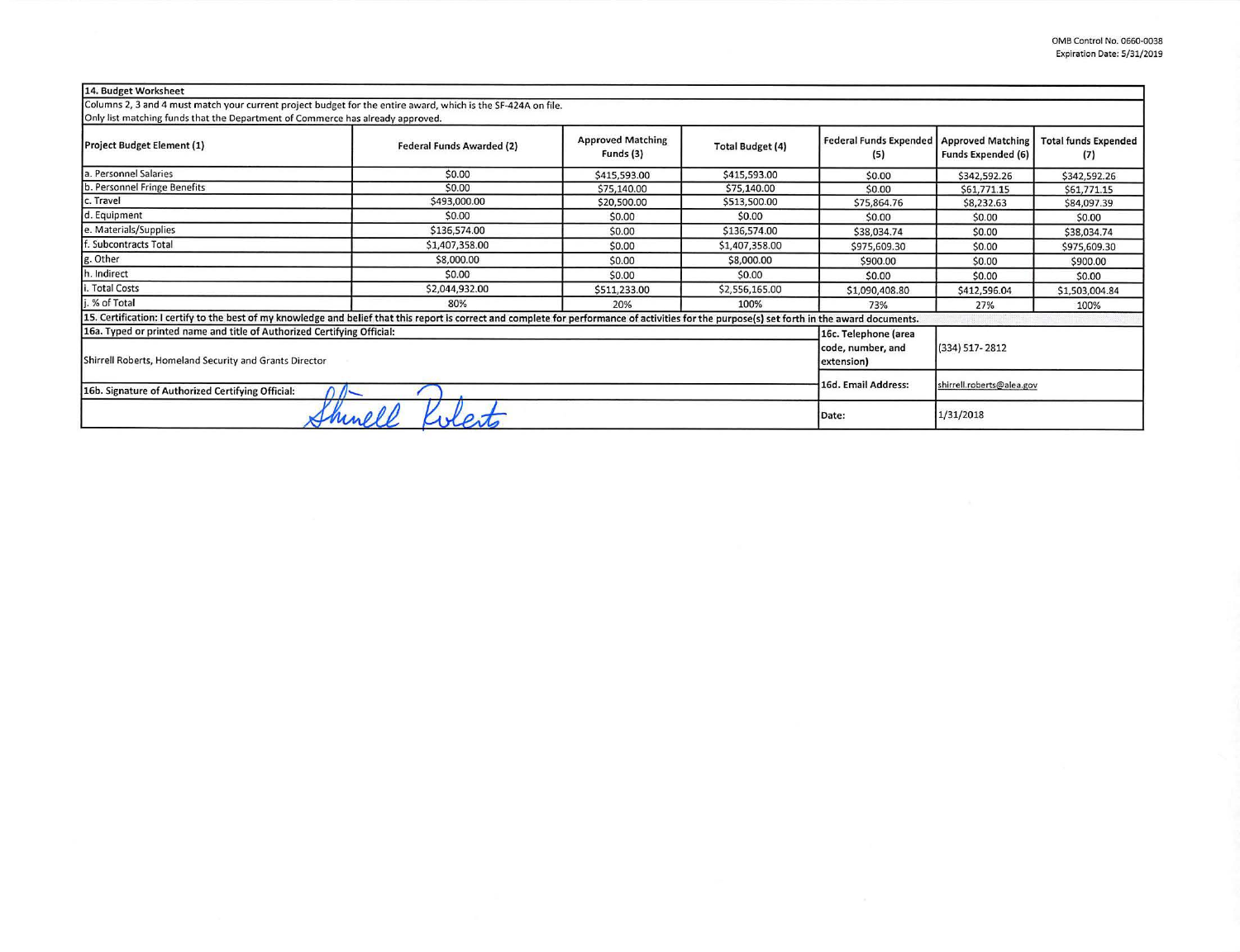OMB Control No. 0660-0038
Expiration Date: 5/31/2019

**14. Budget Worksheet**

Columns 2, 3 and 4 must match your current project budget for the entire award, which is the SF-424A on file.
Only list matching funds that the Department of Commerce has already approved.

| Project Budget Element (1) | Federal Funds Awarded (2) | Approved Matching Funds (3) | Total Budget (4) | Federal Funds Expended (5) | Approved Matching Funds Expended (6) | Total funds Expended (7) |
|---|---|---|---|---|---|---|
| a. Personnel Salaries | $0.00 | $415,593.00 | $415,593.00 | $0.00 | $342,592.26 | $342,592.26 |
| b. Personnel Fringe Benefits | $0.00 | $75,140.00 | $75,140.00 | $0.00 | $61,771.15 | $61,771.15 |
| c. Travel | $493,000.00 | $20,500.00 | $513,500.00 | $75,864.76 | $8,232.63 | $84,097.39 |
| d. Equipment | $0.00 | $0.00 | $0.00 | $0.00 | $0.00 | $0.00 |
| e. Materials/Supplies | $136,574.00 | $0.00 | $136,574.00 | $38,034.74 | $0.00 | $38,034.74 |
| f. Subcontracts Total | $1,407,358.00 | $0.00 | $1,407,358.00 | $975,609.30 | $0.00 | $975,609.30 |
| g. Other | $8,000.00 | $0.00 | $8,000.00 | $900.00 | $0.00 | $900.00 |
| h. Indirect | $0.00 | $0.00 | $0.00 | $0.00 | $0.00 | $0.00 |
| i. Total Costs | $2,044,932.00 | $511,233.00 | $2,556,165.00 | $1,090,408.80 | $412,596.04 | $1,503,004.84 |
| j. % of Total | 80% | 20% | 100% | 73% | 27% | 100% |

15. Certification: I certify to the best of my knowledge and belief that this report is correct and complete for performance of activities for the purpose(s) set forth in the award documents.

| | |
|---|---|
| 16a. Typed or printed name and title of Authorized Certifying Official: Shirrell Roberts, Homeland Security and Grants Director | 16c. Telephone (area code, number, and extension): (334) 517- 2812 |
| 16b. Signature of Authorized Certifying Official: Shirrell Roberts | 16d. Email Address: shirrell.roberts@alea.gov |
| | Date: 1/31/2018 |